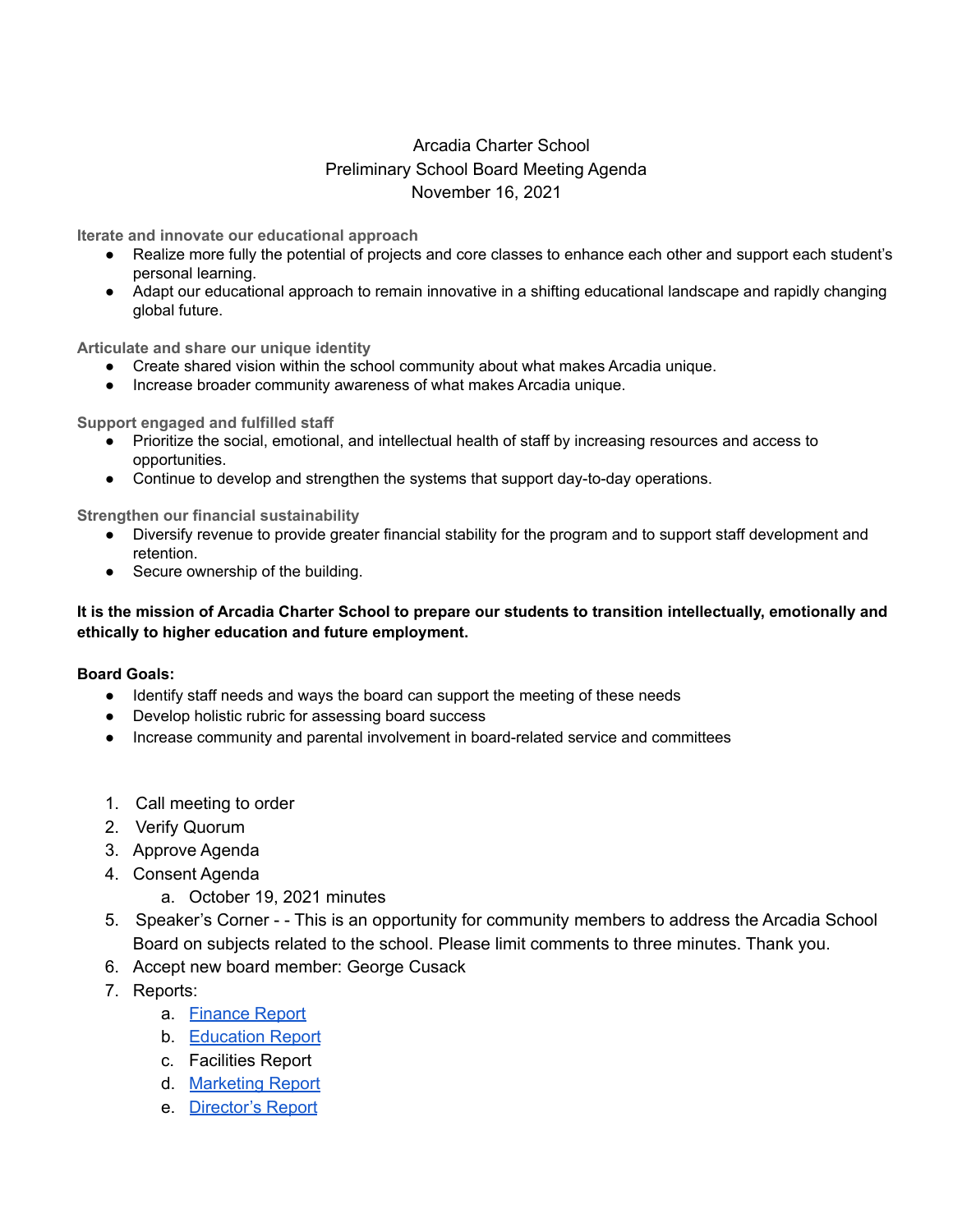# Arcadia Charter School
## Preliminary School Board Meeting Agenda
### November 16, 2021

**Iterate and innovate our educational approach**

- Realize more fully the potential of projects and core classes to enhance each other and support each student's personal learning.
- Adapt our educational approach to remain innovative in a shifting educational landscape and rapidly changing global future.

**Articulate and share our unique identity**

- Create shared vision within the school community about what makes Arcadia unique.
- Increase broader community awareness of what makes Arcadia unique.

**Support engaged and fulfilled staff**

- Prioritize the social, emotional, and intellectual health of staff by increasing resources and access to opportunities.
- Continue to develop and strengthen the systems that support day-to-day operations.

**Strengthen our financial sustainability**

- Diversify revenue to provide greater financial stability for the program and to support staff development and retention.
- Secure ownership of the building.

**It is the mission of Arcadia Charter School to prepare our students to transition intellectually, emotionally and ethically to higher education and future employment.**

**Board Goals:**

- Identify staff needs and ways the board can support the meeting of these needs
- Develop holistic rubric for assessing board success
- Increase community and parental involvement in board-related service and committees

1. Call meeting to order
2. Verify Quorum
3. Approve Agenda
4. Consent Agenda
    a. October 19, 2021 minutes
5. Speaker's Corner - - This is an opportunity for community members to address the Arcadia School Board on subjects related to the school. Please limit comments to three minutes. Thank you.
6. Accept new board member: George Cusack
7. Reports:
    a. Finance Report
    b. Education Report
    c. Facilities Report
    d. Marketing Report
    e. Director's Report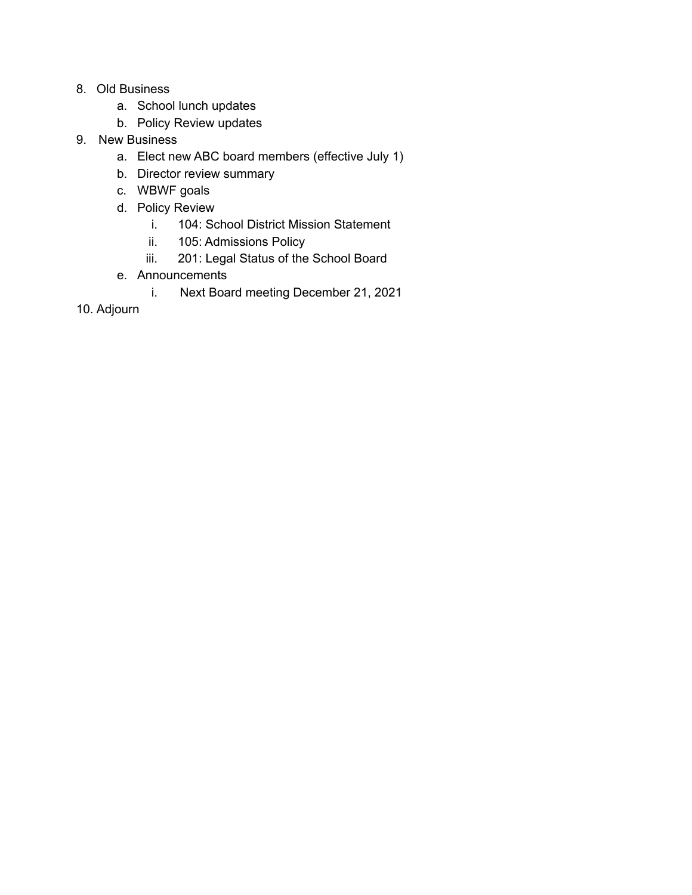8. Old Business
    a. School lunch updates
    b. Policy Review updates
9. New Business
    a. Elect new ABC board members (effective July 1)
    b. Director review summary
    c. WBWF goals
    d. Policy Review
        i. 104: School District Mission Statement
        ii. 105: Admissions Policy
        iii. 201: Legal Status of the School Board
    e. Announcements
        i. Next Board meeting December 21, 2021
10. Adjourn